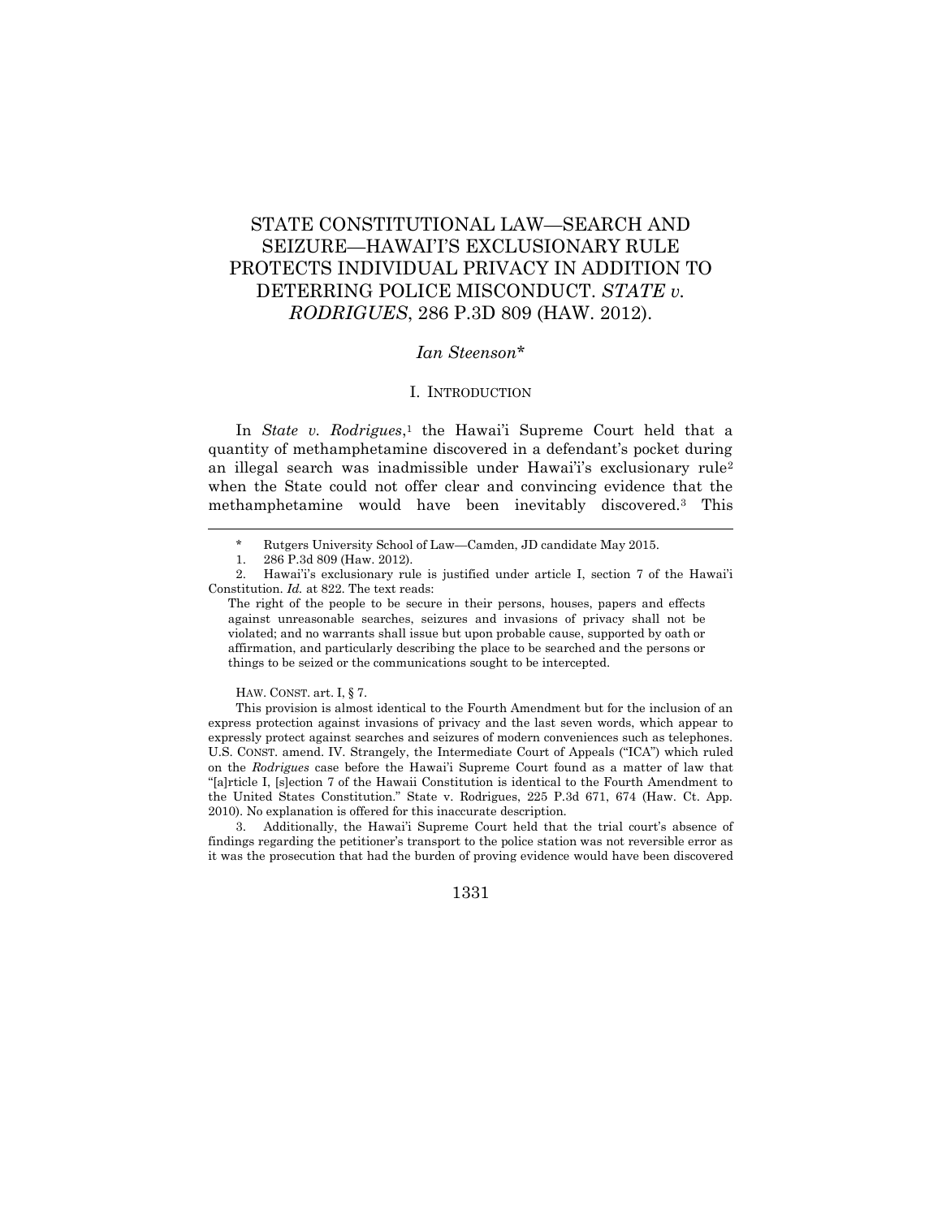# STATE CONSTITUTIONAL LAW—SEARCH AND SEIZURE—HAWAI'I'S EXCLUSIONARY RULE PROTECTS INDIVIDUAL PRIVACY IN ADDITION TO DETERRING POLICE MISCONDUCT. *STATE v. RODRIGUES*, 286 P.3D 809 (HAW. 2012).

*Ian Steenson\**

## I. INTRODUCTION

In *State v. Rodrigues*,[1] the Hawai'i Supreme Court held that a quantity of methamphetamine discovered in a defendant's pocket during an illegal search was inadmissible under Hawai'i's exclusionary rule[2] when the State could not offer clear and convincing evidence that the methamphetamine would have been inevitably discovered.[3] This

---

\* Rutgers University School of Law—Camden, JD candidate May 2015.

1. 286 P.3d 809 (Haw. 2012).

2. Hawai'i's exclusionary rule is justified under article I, section 7 of the Hawai'i Constitution. *Id.* at 822. The text reads:

> The right of the people to be secure in their persons, houses, papers and effects against unreasonable searches, seizures and invasions of privacy shall not be violated; and no warrants shall issue but upon probable cause, supported by oath or affirmation, and particularly describing the place to be searched and the persons or things to be seized or the communications sought to be intercepted.

HAW. CONST. art. I, § 7.

This provision is almost identical to the Fourth Amendment but for the inclusion of an express protection against invasions of privacy and the last seven words, which appear to expressly protect against searches and seizures of modern conveniences such as telephones. U.S. CONST. amend. IV. Strangely, the Intermediate Court of Appeals ("ICA") which ruled on the *Rodrigues* case before the Hawai'i Supreme Court found as a matter of law that "[a]rticle I, [s]ection 7 of the Hawaii Constitution is identical to the Fourth Amendment to the United States Constitution." State v. Rodrigues, 225 P.3d 671, 674 (Haw. Ct. App. 2010). No explanation is offered for this inaccurate description.

3. Additionally, the Hawai'i Supreme Court held that the trial court's absence of findings regarding the petitioner's transport to the police station was not reversible error as it was the prosecution that had the burden of proving evidence would have been discovered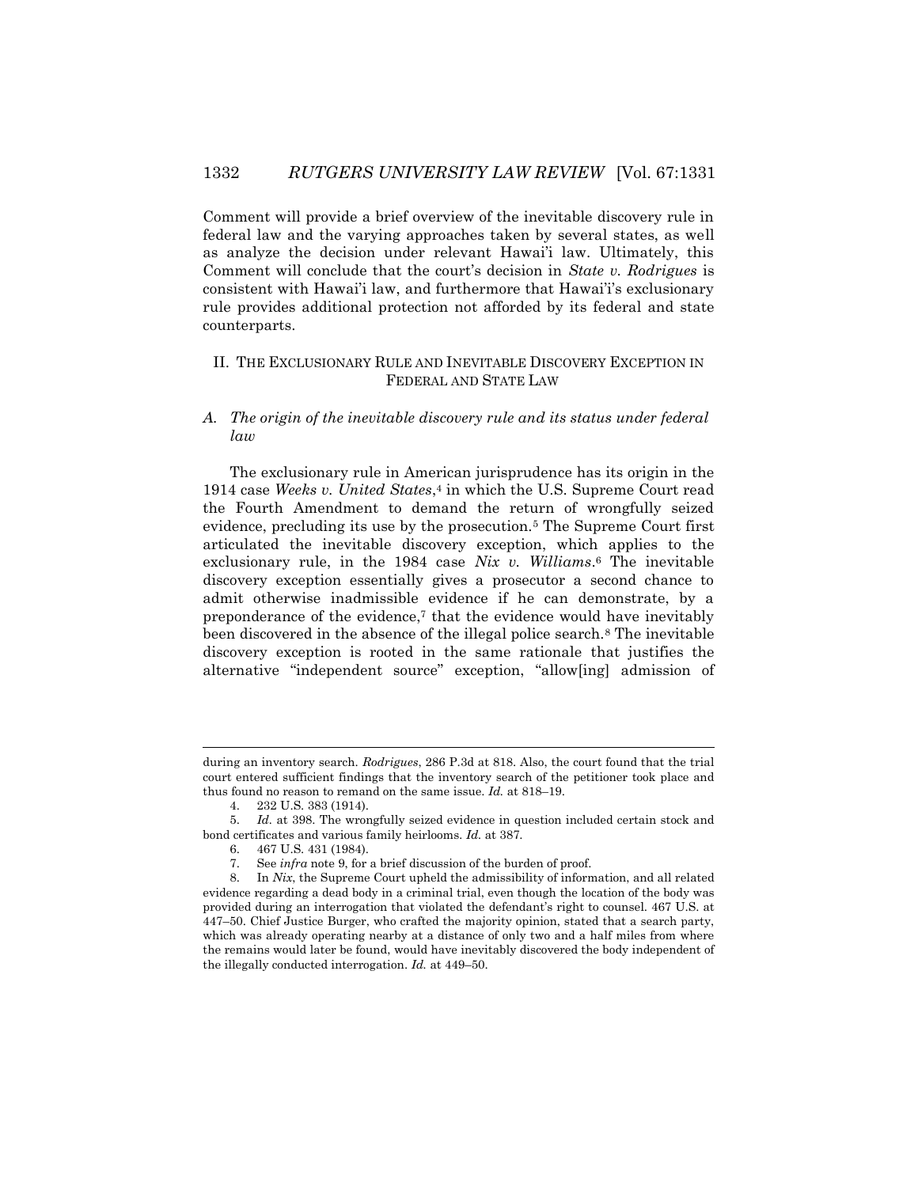Comment will provide a brief overview of the inevitable discovery rule in federal law and the varying approaches taken by several states, as well as analyze the decision under relevant Hawai'i law. Ultimately, this Comment will conclude that the court's decision in *State v. Rodrigues* is consistent with Hawai'i law, and furthermore that Hawai'i's exclusionary rule provides additional protection not afforded by its federal and state counterparts.

## II. The Exclusionary Rule and Inevitable Discovery Exception in Federal and State Law

### A. *The origin of the inevitable discovery rule and its status under federal law*

The exclusionary rule in American jurisprudence has its origin in the 1914 case *Weeks v. United States*,[4] in which the U.S. Supreme Court read the Fourth Amendment to demand the return of wrongfully seized evidence, precluding its use by the prosecution.[5] The Supreme Court first articulated the inevitable discovery exception, which applies to the exclusionary rule, in the 1984 case *Nix v. Williams*.[6] The inevitable discovery exception essentially gives a prosecutor a second chance to admit otherwise inadmissible evidence if he can demonstrate, by a preponderance of the evidence,[7] that the evidence would have inevitably been discovered in the absence of the illegal police search.[8] The inevitable discovery exception is rooted in the same rationale that justifies the alternative "independent source" exception, "allow[ing] admission of

---

during an inventory search. *Rodrigues*, 286 P.3d at 818. Also, the court found that the trial court entered sufficient findings that the inventory search of the petitioner took place and thus found no reason to remand on the same issue. *Id.* at 818–19.

4. 232 U.S. 383 (1914).

5. *Id.* at 398. The wrongfully seized evidence in question included certain stock and bond certificates and various family heirlooms. *Id.* at 387.

6. 467 U.S. 431 (1984).

7. See *infra* note 9, for a brief discussion of the burden of proof.

8. In *Nix*, the Supreme Court upheld the admissibility of information, and all related evidence regarding a dead body in a criminal trial, even though the location of the body was provided during an interrogation that violated the defendant's right to counsel. 467 U.S. at 447–50. Chief Justice Burger, who crafted the majority opinion, stated that a search party, which was already operating nearby at a distance of only two and a half miles from where the remains would later be found, would have inevitably discovered the body independent of the illegally conducted interrogation. *Id.* at 449–50.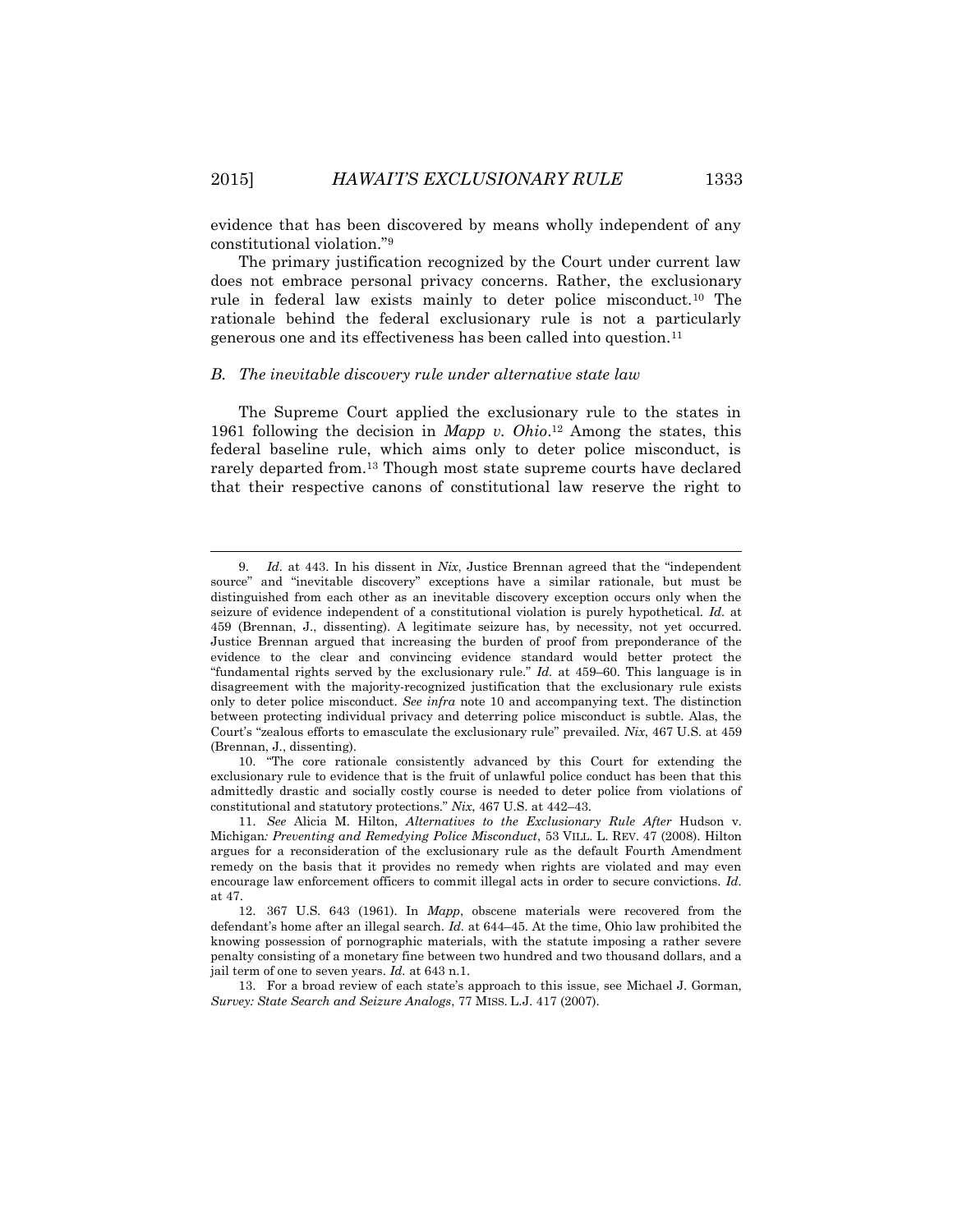evidence that has been discovered by means wholly independent of any constitutional violation."[9]

The primary justification recognized by the Court under current law does not embrace personal privacy concerns. Rather, the exclusionary rule in federal law exists mainly to deter police misconduct.[10] The rationale behind the federal exclusionary rule is not a particularly generous one and its effectiveness has been called into question.[11]

### *B. The inevitable discovery rule under alternative state law*

The Supreme Court applied the exclusionary rule to the states in 1961 following the decision in *Mapp v. Ohio*.[12] Among the states, this federal baseline rule, which aims only to deter police misconduct, is rarely departed from.[13] Though most state supreme courts have declared that their respective canons of constitutional law reserve the right to

---

9. *Id*. at 443. In his dissent in *Nix*, Justice Brennan agreed that the "independent source" and "inevitable discovery" exceptions have a similar rationale, but must be distinguished from each other as an inevitable discovery exception occurs only when the seizure of evidence independent of a constitutional violation is purely hypothetical. *Id*. at 459 (Brennan, J., dissenting). A legitimate seizure has, by necessity, not yet occurred. Justice Brennan argued that increasing the burden of proof from preponderance of the evidence to the clear and convincing evidence standard would better protect the "fundamental rights served by the exclusionary rule." *Id.* at 459–60. This language is in disagreement with the majority-recognized justification that the exclusionary rule exists only to deter police misconduct. *See infra* note 10 and accompanying text. The distinction between protecting individual privacy and deterring police misconduct is subtle. Alas, the Court's "zealous efforts to emasculate the exclusionary rule" prevailed. *Nix*, 467 U.S. at 459 (Brennan, J., dissenting).

10. "The core rationale consistently advanced by this Court for extending the exclusionary rule to evidence that is the fruit of unlawful police conduct has been that this admittedly drastic and socially costly course is needed to deter police from violations of constitutional and statutory protections." *Nix*, 467 U.S. at 442–43.

11. *See* Alicia M. Hilton, *Alternatives to the Exclusionary Rule After* Hudson v. Michigan*: Preventing and Remedying Police Misconduct*, 53 VILL. L. REV. 47 (2008). Hilton argues for a reconsideration of the exclusionary rule as the default Fourth Amendment remedy on the basis that it provides no remedy when rights are violated and may even encourage law enforcement officers to commit illegal acts in order to secure convictions. *Id*. at 47.

12. 367 U.S. 643 (1961). In *Mapp*, obscene materials were recovered from the defendant's home after an illegal search. *Id.* at 644–45. At the time, Ohio law prohibited the knowing possession of pornographic materials, with the statute imposing a rather severe penalty consisting of a monetary fine between two hundred and two thousand dollars, and a jail term of one to seven years. *Id.* at 643 n.1.

13. For a broad review of each state's approach to this issue, see Michael J. Gorman, *Survey: State Search and Seizure Analogs*, 77 MISS. L.J. 417 (2007).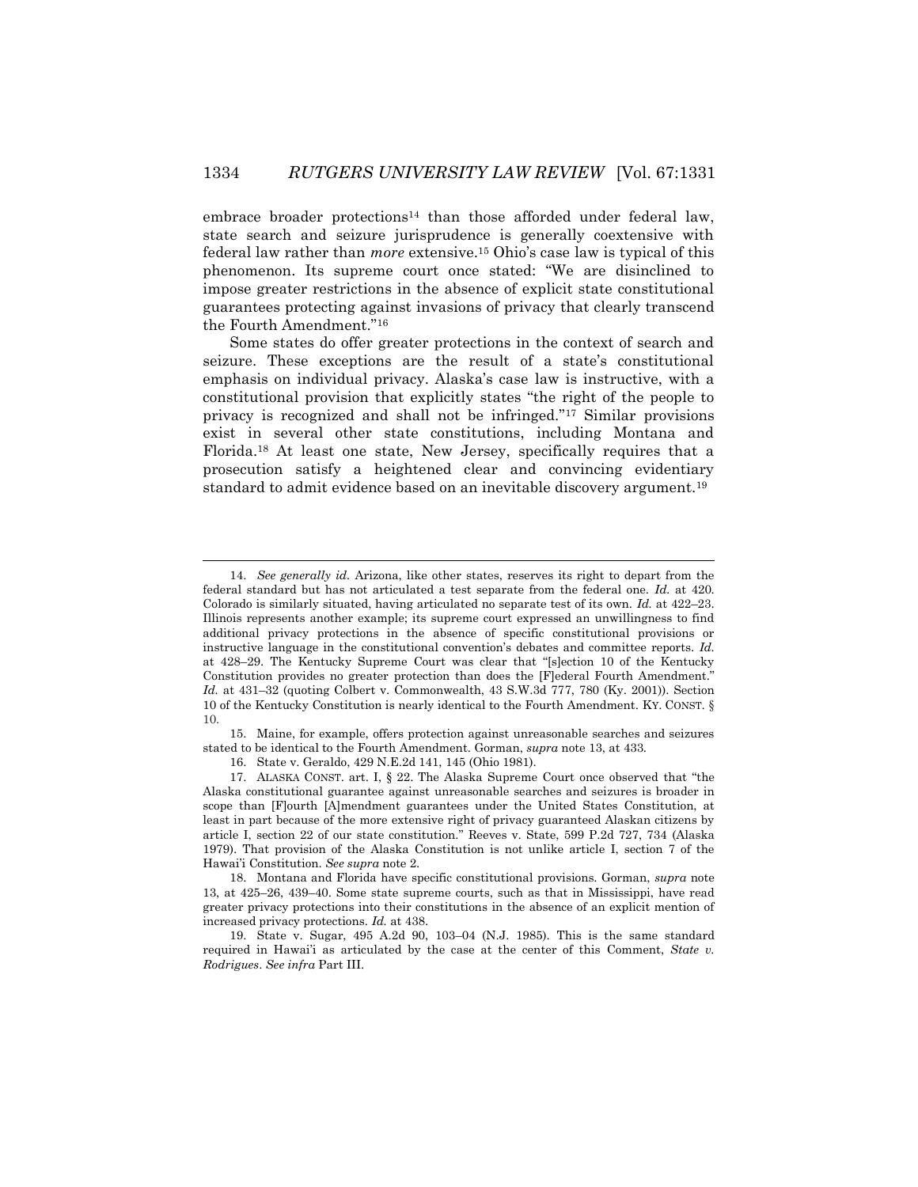embrace broader protections[14] than those afforded under federal law, state search and seizure jurisprudence is generally coextensive with federal law rather than *more* extensive.[15] Ohio's case law is typical of this phenomenon. Its supreme court once stated: "We are disinclined to impose greater restrictions in the absence of explicit state constitutional guarantees protecting against invasions of privacy that clearly transcend the Fourth Amendment."[16]

Some states do offer greater protections in the context of search and seizure. These exceptions are the result of a state's constitutional emphasis on individual privacy. Alaska's case law is instructive, with a constitutional provision that explicitly states "the right of the people to privacy is recognized and shall not be infringed."[17] Similar provisions exist in several other state constitutions, including Montana and Florida.[18] At least one state, New Jersey, specifically requires that a prosecution satisfy a heightened clear and convincing evidentiary standard to admit evidence based on an inevitable discovery argument.[19]

---

14. *See generally id.* Arizona, like other states, reserves its right to depart from the federal standard but has not articulated a test separate from the federal one. *Id.* at 420. Colorado is similarly situated, having articulated no separate test of its own. *Id.* at 422–23. Illinois represents another example; its supreme court expressed an unwillingness to find additional privacy protections in the absence of specific constitutional provisions or instructive language in the constitutional convention's debates and committee reports. *Id.* at 428–29. The Kentucky Supreme Court was clear that "[s]ection 10 of the Kentucky Constitution provides no greater protection than does the [F]ederal Fourth Amendment." *Id.* at 431–32 (quoting Colbert v. Commonwealth, 43 S.W.3d 777, 780 (Ky. 2001)). Section 10 of the Kentucky Constitution is nearly identical to the Fourth Amendment. KY. CONST. § 10.

15. Maine, for example, offers protection against unreasonable searches and seizures stated to be identical to the Fourth Amendment. Gorman, *supra* note 13, at 433.

16. State v. Geraldo, 429 N.E.2d 141, 145 (Ohio 1981).

17. ALASKA CONST. art. I, § 22. The Alaska Supreme Court once observed that "the Alaska constitutional guarantee against unreasonable searches and seizures is broader in scope than [F]ourth [A]mendment guarantees under the United States Constitution, at least in part because of the more extensive right of privacy guaranteed Alaskan citizens by article I, section 22 of our state constitution." Reeves v. State, 599 P.2d 727, 734 (Alaska 1979). That provision of the Alaska Constitution is not unlike article I, section 7 of the Hawai'i Constitution. *See supra* note 2.

18. Montana and Florida have specific constitutional provisions. Gorman, *supra* note 13, at 425–26, 439–40. Some state supreme courts, such as that in Mississippi, have read greater privacy protections into their constitutions in the absence of an explicit mention of increased privacy protections. *Id.* at 438.

19. State v. Sugar, 495 A.2d 90, 103–04 (N.J. 1985). This is the same standard required in Hawai'i as articulated by the case at the center of this Comment, *State v. Rodrigues*. *See infra* Part III.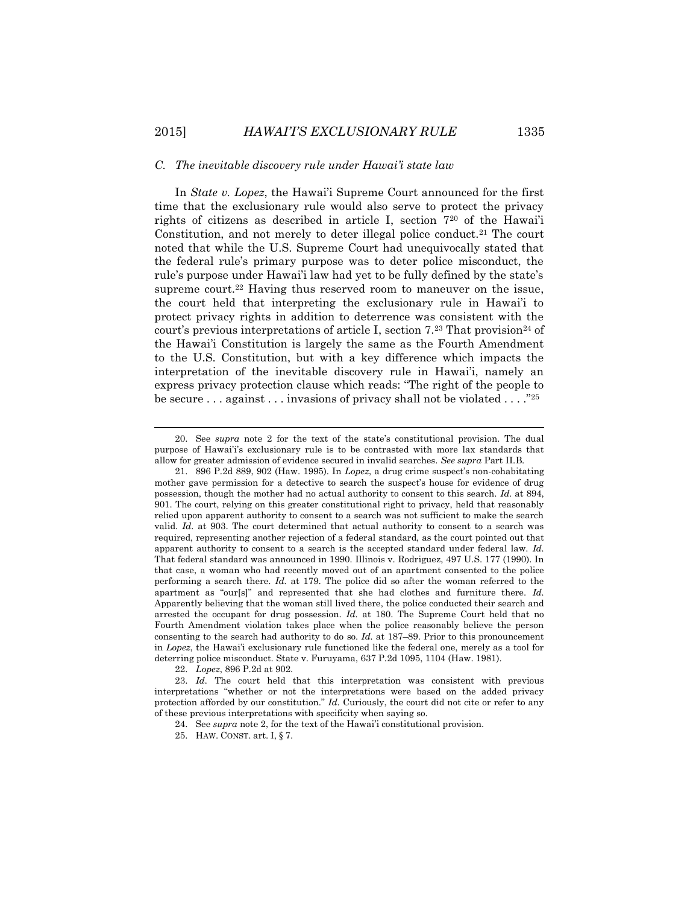### C. *The inevitable discovery rule under Hawai'i state law*

In *State v. Lopez*, the Hawai'i Supreme Court announced for the first time that the exclusionary rule would also serve to protect the privacy rights of citizens as described in article I, section 7[20] of the Hawai'i Constitution, and not merely to deter illegal police conduct.[21] The court noted that while the U.S. Supreme Court had unequivocally stated that the federal rule's primary purpose was to deter police misconduct, the rule's purpose under Hawai'i law had yet to be fully defined by the state's supreme court.[22] Having thus reserved room to maneuver on the issue, the court held that interpreting the exclusionary rule in Hawai'i to protect privacy rights in addition to deterrence was consistent with the court's previous interpretations of article I, section 7.[23] That provision[24] of the Hawai'i Constitution is largely the same as the Fourth Amendment to the U.S. Constitution, but with a key difference which impacts the interpretation of the inevitable discovery rule in Hawai'i, namely an express privacy protection clause which reads: "The right of the people to be secure . . . against . . . invasions of privacy shall not be violated . . . ."[25]

---

20. See *supra* note 2 for the text of the state's constitutional provision. The dual purpose of Hawai'i's exclusionary rule is to be contrasted with more lax standards that allow for greater admission of evidence secured in invalid searches. *See supra* Part II.B.

21. 896 P.2d 889, 902 (Haw. 1995). In *Lopez*, a drug crime suspect's non-cohabitating mother gave permission for a detective to search the suspect's house for evidence of drug possession, though the mother had no actual authority to consent to this search. *Id.* at 894, 901. The court, relying on this greater constitutional right to privacy, held that reasonably relied upon apparent authority to consent to a search was not sufficient to make the search valid. *Id.* at 903. The court determined that actual authority to consent to a search was required, representing another rejection of a federal standard, as the court pointed out that apparent authority to consent to a search is the accepted standard under federal law. *Id.* That federal standard was announced in 1990. Illinois v. Rodriguez, 497 U.S. 177 (1990). In that case, a woman who had recently moved out of an apartment consented to the police performing a search there. *Id.* at 179. The police did so after the woman referred to the apartment as "our[s]" and represented that she had clothes and furniture there. *Id.* Apparently believing that the woman still lived there, the police conducted their search and arrested the occupant for drug possession. *Id.* at 180. The Supreme Court held that no Fourth Amendment violation takes place when the police reasonably believe the person consenting to the search had authority to do so. *Id.* at 187–89. Prior to this pronouncement in *Lopez*, the Hawai'i exclusionary rule functioned like the federal one, merely as a tool for deterring police misconduct. State v. Furuyama, 637 P.2d 1095, 1104 (Haw. 1981).

22. *Lopez*, 896 P.2d at 902.

23. *Id.* The court held that this interpretation was consistent with previous interpretations "whether or not the interpretations were based on the added privacy protection afforded by our constitution." *Id.* Curiously, the court did not cite or refer to any of these previous interpretations with specificity when saying so.

24. See *supra* note 2, for the text of the Hawai'i constitutional provision.

25. HAW. CONST. art. I, § 7.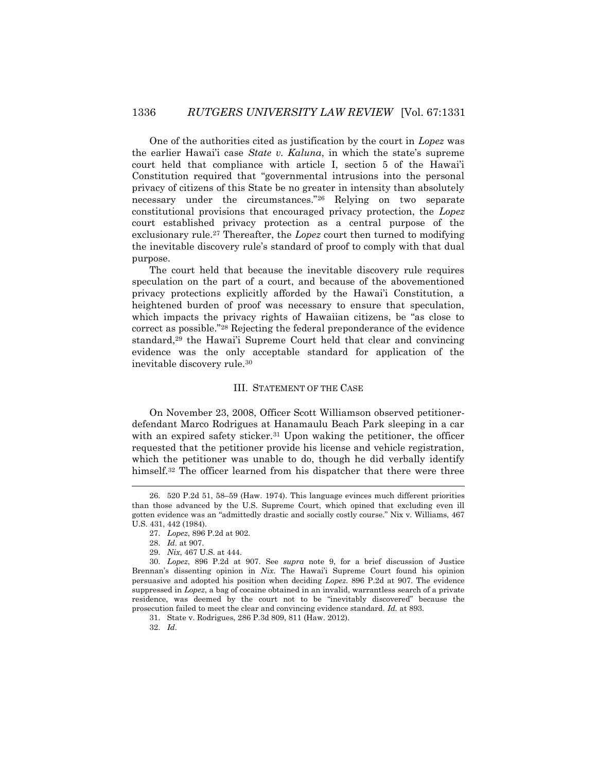One of the authorities cited as justification by the court in *Lopez* was the earlier Hawai'i case *State v. Kaluna*, in which the state's supreme court held that compliance with article I, section 5 of the Hawai'i Constitution required that "governmental intrusions into the personal privacy of citizens of this State be no greater in intensity than absolutely necessary under the circumstances."[26] Relying on two separate constitutional provisions that encouraged privacy protection, the *Lopez* court established privacy protection as a central purpose of the exclusionary rule.[27] Thereafter, the *Lopez* court then turned to modifying the inevitable discovery rule's standard of proof to comply with that dual purpose.

The court held that because the inevitable discovery rule requires speculation on the part of a court, and because of the abovementioned privacy protections explicitly afforded by the Hawai'i Constitution, a heightened burden of proof was necessary to ensure that speculation, which impacts the privacy rights of Hawaiian citizens, be "as close to correct as possible."[28] Rejecting the federal preponderance of the evidence standard,[29] the Hawai'i Supreme Court held that clear and convincing evidence was the only acceptable standard for application of the inevitable discovery rule.[30]

## III. STATEMENT OF THE CASE

On November 23, 2008, Officer Scott Williamson observed petitioner-defendant Marco Rodrigues at Hanamaulu Beach Park sleeping in a car with an expired safety sticker.[31] Upon waking the petitioner, the officer requested that the petitioner provide his license and vehicle registration, which the petitioner was unable to do, though he did verbally identify himself.[32] The officer learned from his dispatcher that there were three

---

26. 520 P.2d 51, 58–59 (Haw. 1974). This language evinces much different priorities than those advanced by the U.S. Supreme Court, which opined that excluding even ill gotten evidence was an "admittedly drastic and socially costly course." Nix v. Williams, 467 U.S. 431, 442 (1984).

27. *Lopez*, 896 P.2d at 902.

28. *Id.* at 907.

29. *Nix*, 467 U.S. at 444.

30. *Lopez*, 896 P.2d at 907. See *supra* note 9, for a brief discussion of Justice Brennan's dissenting opinion in *Nix.* The Hawai'i Supreme Court found his opinion persuasive and adopted his position when deciding *Lopez.* 896 P.2d at 907. The evidence suppressed in *Lopez*, a bag of cocaine obtained in an invalid, warrantless search of a private residence, was deemed by the court not to be "inevitably discovered" because the prosecution failed to meet the clear and convincing evidence standard. *Id.* at 893.

31. State v. Rodrigues, 286 P.3d 809, 811 (Haw. 2012).

32. *Id.*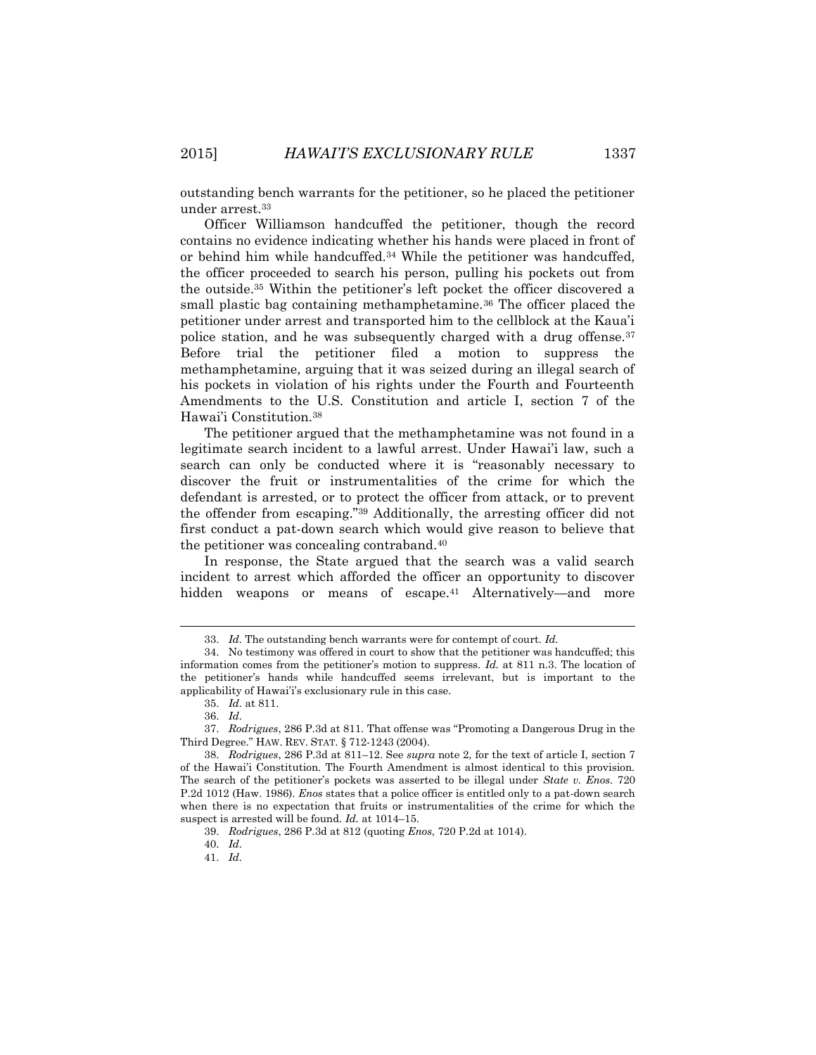outstanding bench warrants for the petitioner, so he placed the petitioner under arrest.[33]

Officer Williamson handcuffed the petitioner, though the record contains no evidence indicating whether his hands were placed in front of or behind him while handcuffed.[34] While the petitioner was handcuffed, the officer proceeded to search his person, pulling his pockets out from the outside.[35] Within the petitioner's left pocket the officer discovered a small plastic bag containing methamphetamine.[36] The officer placed the petitioner under arrest and transported him to the cellblock at the Kaua'i police station, and he was subsequently charged with a drug offense.[37] Before trial the petitioner filed a motion to suppress the methamphetamine, arguing that it was seized during an illegal search of his pockets in violation of his rights under the Fourth and Fourteenth Amendments to the U.S. Constitution and article I, section 7 of the Hawai'i Constitution.[38]

The petitioner argued that the methamphetamine was not found in a legitimate search incident to a lawful arrest. Under Hawai'i law, such a search can only be conducted where it is "reasonably necessary to discover the fruit or instrumentalities of the crime for which the defendant is arrested, or to protect the officer from attack, or to prevent the offender from escaping."[39] Additionally, the arresting officer did not first conduct a pat-down search which would give reason to believe that the petitioner was concealing contraband.[40]

In response, the State argued that the search was a valid search incident to arrest which afforded the officer an opportunity to discover hidden weapons or means of escape.[41] Alternatively—and more

---

33. *Id.* The outstanding bench warrants were for contempt of court. *Id.*

34. No testimony was offered in court to show that the petitioner was handcuffed; this information comes from the petitioner's motion to suppress. *Id.* at 811 n.3. The location of the petitioner's hands while handcuffed seems irrelevant, but is important to the applicability of Hawai'i's exclusionary rule in this case.

35. *Id.* at 811.

36. *Id.*

37. *Rodrigues*, 286 P.3d at 811. That offense was "Promoting a Dangerous Drug in the Third Degree." HAW. REV. STAT. § 712-1243 (2004).

38. *Rodrigues*, 286 P.3d at 811–12. See *supra* note 2, for the text of article I, section 7 of the Hawai'i Constitution. The Fourth Amendment is almost identical to this provision. The search of the petitioner's pockets was asserted to be illegal under *State v. Enos*. 720 P.2d 1012 (Haw. 1986). *Enos* states that a police officer is entitled only to a pat-down search when there is no expectation that fruits or instrumentalities of the crime for which the suspect is arrested will be found. *Id.* at 1014–15.

39. *Rodrigues*, 286 P.3d at 812 (quoting *Enos*, 720 P.2d at 1014).

40. *Id.*

41. *Id.*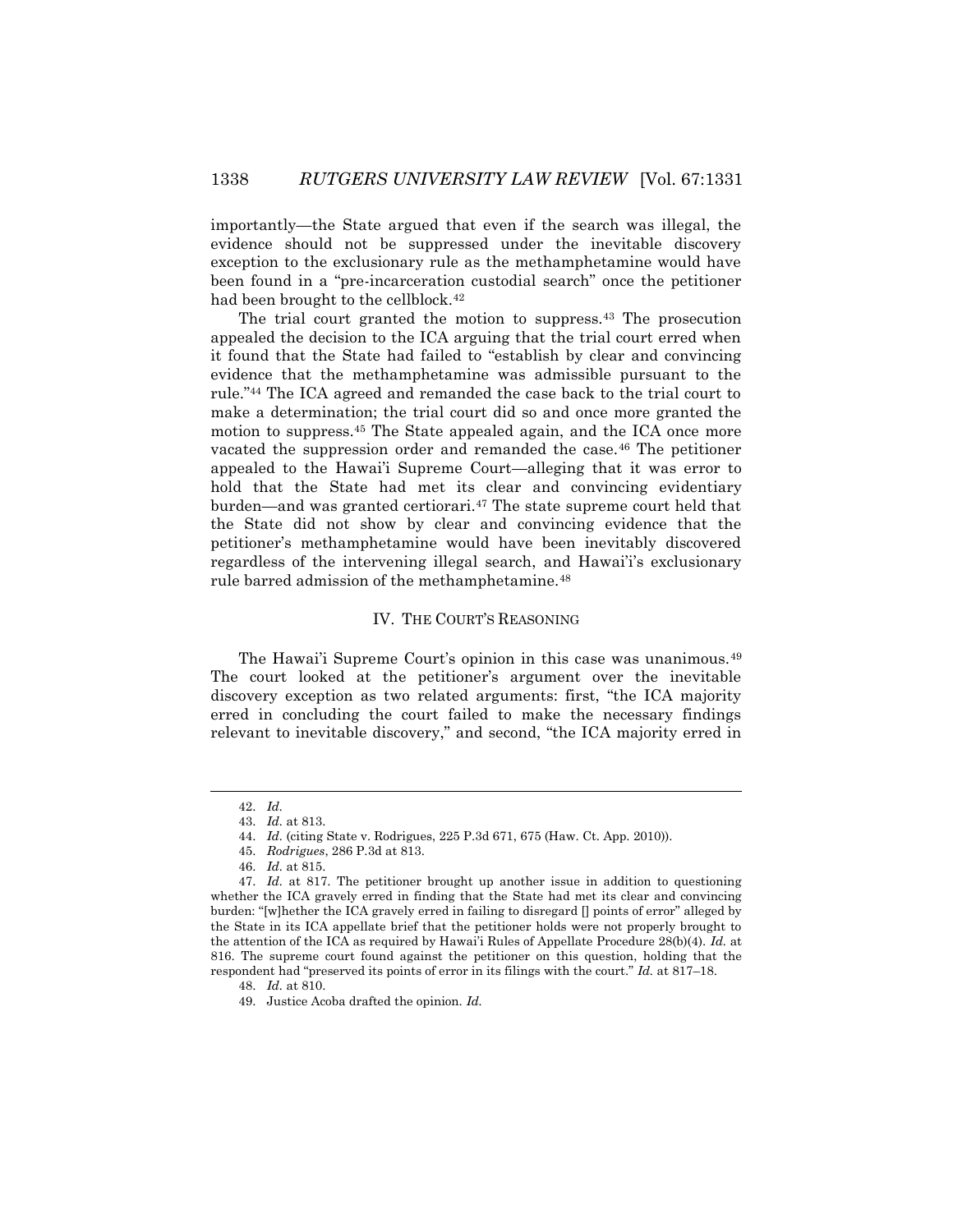importantly—the State argued that even if the search was illegal, the evidence should not be suppressed under the inevitable discovery exception to the exclusionary rule as the methamphetamine would have been found in a "pre-incarceration custodial search" once the petitioner had been brought to the cellblock.[42]

The trial court granted the motion to suppress.[43] The prosecution appealed the decision to the ICA arguing that the trial court erred when it found that the State had failed to "establish by clear and convincing evidence that the methamphetamine was admissible pursuant to the rule."[44] The ICA agreed and remanded the case back to the trial court to make a determination; the trial court did so and once more granted the motion to suppress.[45] The State appealed again, and the ICA once more vacated the suppression order and remanded the case.[46] The petitioner appealed to the Hawai'i Supreme Court—alleging that it was error to hold that the State had met its clear and convincing evidentiary burden—and was granted certiorari.[47] The state supreme court held that the State did not show by clear and convincing evidence that the petitioner's methamphetamine would have been inevitably discovered regardless of the intervening illegal search, and Hawai'i's exclusionary rule barred admission of the methamphetamine.[48]

## IV. THE COURT'S REASONING

The Hawai'i Supreme Court's opinion in this case was unanimous.[49] The court looked at the petitioner's argument over the inevitable discovery exception as two related arguments: first, "the ICA majority erred in concluding the court failed to make the necessary findings relevant to inevitable discovery," and second, "the ICA majority erred in

---

42. *Id.*

43. *Id.* at 813.

44. *Id.* (citing State v. Rodrigues, 225 P.3d 671, 675 (Haw. Ct. App. 2010)).

45. *Rodrigues*, 286 P.3d at 813.

46. *Id.* at 815.

47. *Id.* at 817. The petitioner brought up another issue in addition to questioning whether the ICA gravely erred in finding that the State had met its clear and convincing burden: "[w]hether the ICA gravely erred in failing to disregard [] points of error" alleged by the State in its ICA appellate brief that the petitioner holds were not properly brought to the attention of the ICA as required by Hawai'i Rules of Appellate Procedure 28(b)(4). *Id.* at 816. The supreme court found against the petitioner on this question, holding that the respondent had "preserved its points of error in its filings with the court." *Id.* at 817–18.

48. *Id.* at 810.

49. Justice Acoba drafted the opinion. *Id.*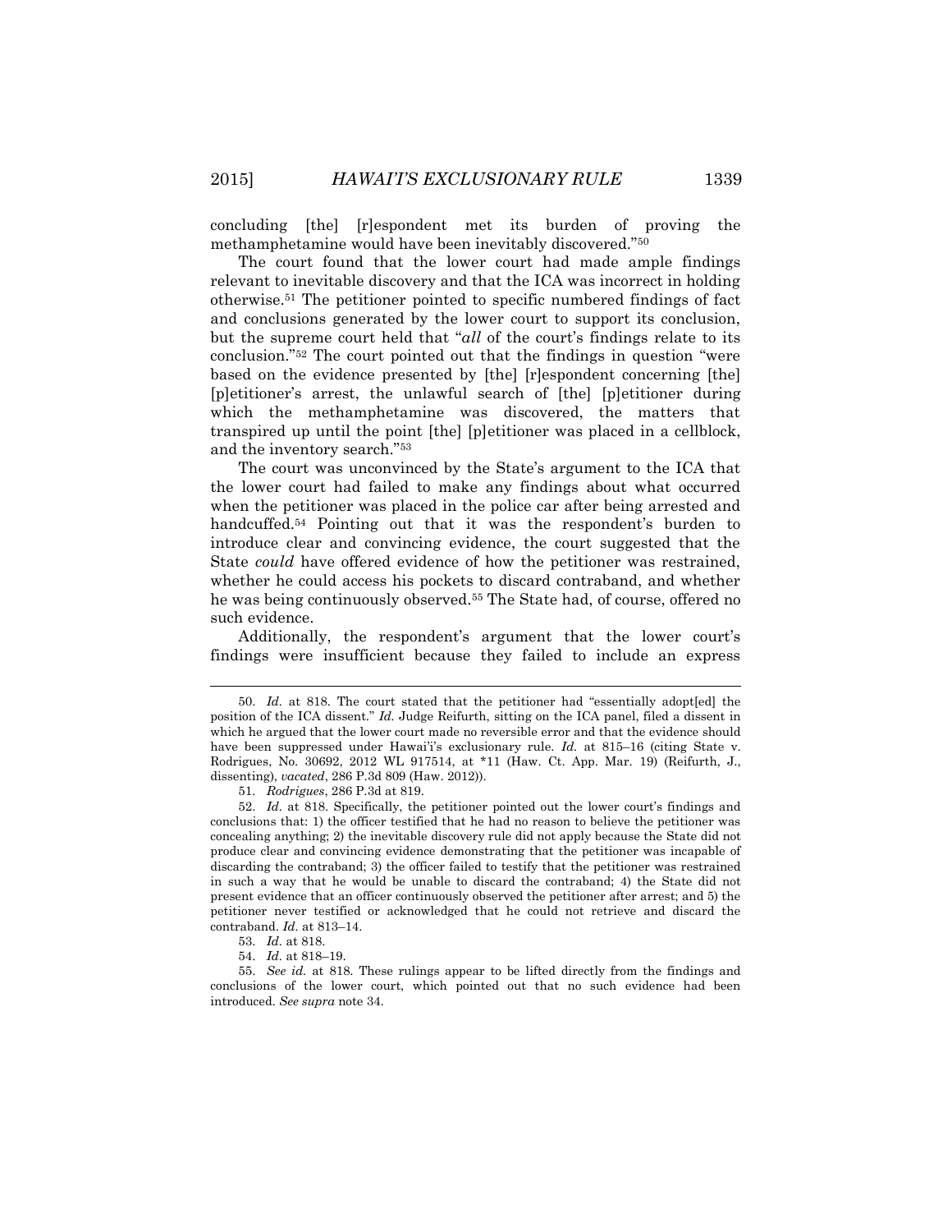concluding [the] [r]espondent met its burden of proving the methamphetamine would have been inevitably discovered."[50]

The court found that the lower court had made ample findings relevant to inevitable discovery and that the ICA was incorrect in holding otherwise.[51] The petitioner pointed to specific numbered findings of fact and conclusions generated by the lower court to support its conclusion, but the supreme court held that "*all* of the court's findings relate to its conclusion."[52] The court pointed out that the findings in question "were based on the evidence presented by [the] [r]espondent concerning [the] [p]etitioner's arrest, the unlawful search of [the] [p]etitioner during which the methamphetamine was discovered, the matters that transpired up until the point [the] [p]etitioner was placed in a cellblock, and the inventory search."[53]

The court was unconvinced by the State's argument to the ICA that the lower court had failed to make any findings about what occurred when the petitioner was placed in the police car after being arrested and handcuffed.[54] Pointing out that it was the respondent's burden to introduce clear and convincing evidence, the court suggested that the State *could* have offered evidence of how the petitioner was restrained, whether he could access his pockets to discard contraband, and whether he was being continuously observed.[55] The State had, of course, offered no such evidence.

Additionally, the respondent's argument that the lower court's findings were insufficient because they failed to include an express

---

50. *Id.* at 818. The court stated that the petitioner had "essentially adopt[ed] the position of the ICA dissent." *Id.* Judge Reifurth, sitting on the ICA panel, filed a dissent in which he argued that the lower court made no reversible error and that the evidence should have been suppressed under Hawai'i's exclusionary rule. *Id.* at 815–16 (citing State v. Rodrigues, No. 30692, 2012 WL 917514, at *11 (Haw. Ct. App. Mar. 19) (Reifurth, J., dissenting), *vacated*, 286 P.3d 809 (Haw. 2012)).

51. *Rodrigues*, 286 P.3d at 819.

52. *Id.* at 818. Specifically, the petitioner pointed out the lower court's findings and conclusions that: 1) the officer testified that he had no reason to believe the petitioner was concealing anything; 2) the inevitable discovery rule did not apply because the State did not produce clear and convincing evidence demonstrating that the petitioner was incapable of discarding the contraband; 3) the officer failed to testify that the petitioner was restrained in such a way that he would be unable to discard the contraband; 4) the State did not present evidence that an officer continuously observed the petitioner after arrest; and 5) the petitioner never testified or acknowledged that he could not retrieve and discard the contraband. *Id.* at 813–14.

53. *Id.* at 818.

54. *Id.* at 818–19.

55. *See id.* at 818. These rulings appear to be lifted directly from the findings and conclusions of the lower court, which pointed out that no such evidence had been introduced. *See supra* note 34.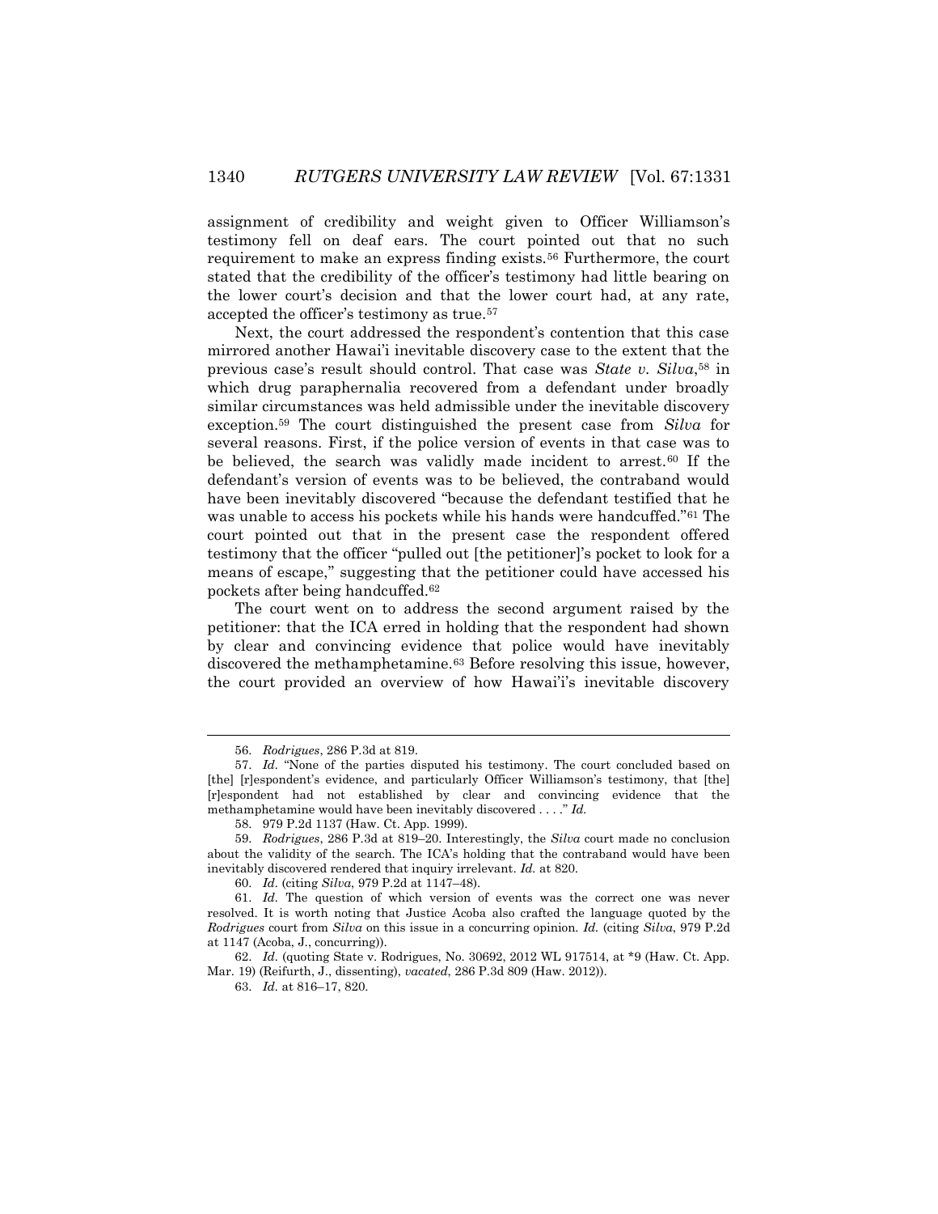assignment of credibility and weight given to Officer Williamson's testimony fell on deaf ears. The court pointed out that no such requirement to make an express finding exists.[56] Furthermore, the court stated that the credibility of the officer's testimony had little bearing on the lower court's decision and that the lower court had, at any rate, accepted the officer's testimony as true.[57]

Next, the court addressed the respondent's contention that this case mirrored another Hawai'i inevitable discovery case to the extent that the previous case's result should control. That case was *State v. Silva*,[58] in which drug paraphernalia recovered from a defendant under broadly similar circumstances was held admissible under the inevitable discovery exception.[59] The court distinguished the present case from *Silva* for several reasons. First, if the police version of events in that case was to be believed, the search was validly made incident to arrest.[60] If the defendant's version of events was to be believed, the contraband would have been inevitably discovered "because the defendant testified that he was unable to access his pockets while his hands were handcuffed."[61] The court pointed out that in the present case the respondent offered testimony that the officer "pulled out [the petitioner]'s pocket to look for a means of escape," suggesting that the petitioner could have accessed his pockets after being handcuffed.[62]

The court went on to address the second argument raised by the petitioner: that the ICA erred in holding that the respondent had shown by clear and convincing evidence that police would have inevitably discovered the methamphetamine.[63] Before resolving this issue, however, the court provided an overview of how Hawai'i's inevitable discovery

---

56. *Rodrigues*, 286 P.3d at 819.

57. *Id.* "None of the parties disputed his testimony. The court concluded based on [the] [r]espondent's evidence, and particularly Officer Williamson's testimony, that [the] [r]espondent had not established by clear and convincing evidence that the methamphetamine would have been inevitably discovered . . . ." *Id.*

58. 979 P.2d 1137 (Haw. Ct. App. 1999).

59. *Rodrigues*, 286 P.3d at 819–20. Interestingly, the *Silva* court made no conclusion about the validity of the search. The ICA's holding that the contraband would have been inevitably discovered rendered that inquiry irrelevant. *Id.* at 820.

60. *Id.* (citing *Silva*, 979 P.2d at 1147–48).

61. *Id.* The question of which version of events was the correct one was never resolved. It is worth noting that Justice Acoba also crafted the language quoted by the *Rodrigues* court from *Silva* on this issue in a concurring opinion. *Id.* (citing *Silva*, 979 P.2d at 1147 (Acoba, J., concurring)).

62. *Id.* (quoting State v. Rodrigues, No. 30692, 2012 WL 917514, at *9 (Haw. Ct. App. Mar. 19) (Reifurth, J., dissenting), *vacated*, 286 P.3d 809 (Haw. 2012)).

63. *Id.* at 816–17, 820.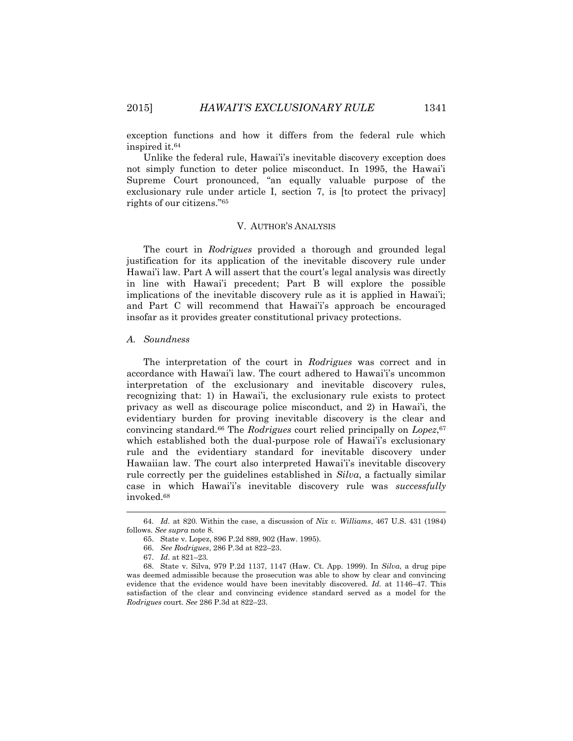exception functions and how it differs from the federal rule which inspired it.[64]

Unlike the federal rule, Hawai'i's inevitable discovery exception does not simply function to deter police misconduct. In 1995, the Hawai'i Supreme Court pronounced, "an equally valuable purpose of the exclusionary rule under article I, section 7, is [to protect the privacy] rights of our citizens."[65]

## V. AUTHOR'S ANALYSIS

The court in *Rodrigues* provided a thorough and grounded legal justification for its application of the inevitable discovery rule under Hawai'i law. Part A will assert that the court's legal analysis was directly in line with Hawai'i precedent; Part B will explore the possible implications of the inevitable discovery rule as it is applied in Hawai'i; and Part C will recommend that Hawai'i's approach be encouraged insofar as it provides greater constitutional privacy protections.

### *A. Soundness*

The interpretation of the court in *Rodrigues* was correct and in accordance with Hawai'i law. The court adhered to Hawai'i's uncommon interpretation of the exclusionary and inevitable discovery rules, recognizing that: 1) in Hawai'i, the exclusionary rule exists to protect privacy as well as discourage police misconduct, and 2) in Hawai'i, the evidentiary burden for proving inevitable discovery is the clear and convincing standard.[66] The *Rodrigues* court relied principally on *Lopez*,[67] which established both the dual-purpose role of Hawai'i's exclusionary rule and the evidentiary standard for inevitable discovery under Hawaiian law. The court also interpreted Hawai'i's inevitable discovery rule correctly per the guidelines established in *Silva*, a factually similar case in which Hawai'i's inevitable discovery rule was *successfully* invoked.[68]

---

64. *Id.* at 820. Within the case, a discussion of *Nix v. Williams*, 467 U.S. 431 (1984) follows. *See supra* note 8.

65. State v. Lopez, 896 P.2d 889, 902 (Haw. 1995).

66. *See Rodrigues*, 286 P.3d at 822–23.

67. *Id.* at 821–23.

68. State v. Silva, 979 P.2d 1137, 1147 (Haw. Ct. App. 1999). In *Silva*, a drug pipe was deemed admissible because the prosecution was able to show by clear and convincing evidence that the evidence would have been inevitably discovered. *Id.* at 1146–47. This satisfaction of the clear and convincing evidence standard served as a model for the *Rodrigues* court. *See* 286 P.3d at 822–23.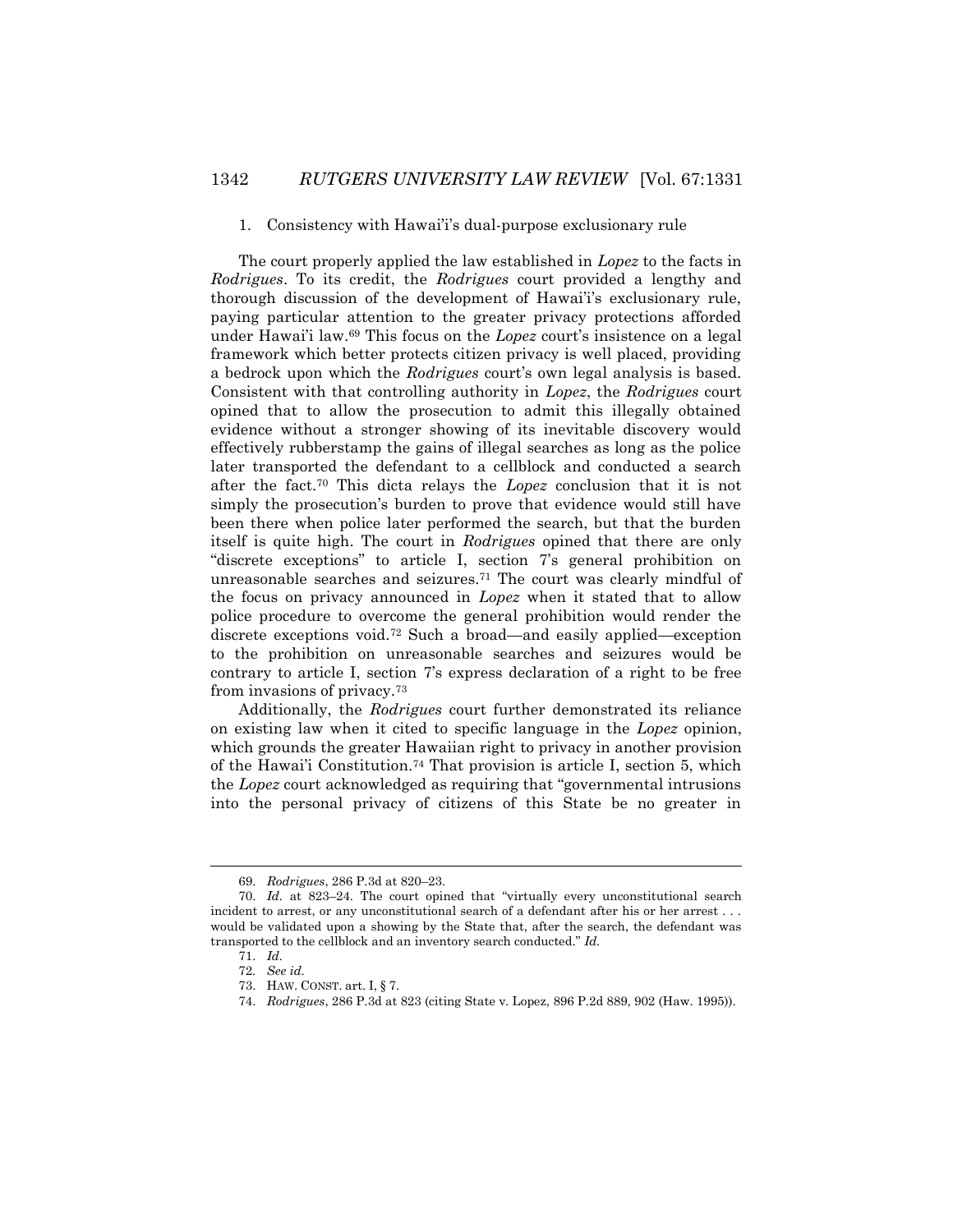### 1. Consistency with Hawai'i's dual-purpose exclusionary rule

The court properly applied the law established in *Lopez* to the facts in *Rodrigues*. To its credit, the *Rodrigues* court provided a lengthy and thorough discussion of the development of Hawai'i's exclusionary rule, paying particular attention to the greater privacy protections afforded under Hawai'i law.[69] This focus on the *Lopez* court's insistence on a legal framework which better protects citizen privacy is well placed, providing a bedrock upon which the *Rodrigues* court's own legal analysis is based. Consistent with that controlling authority in *Lopez*, the *Rodrigues* court opined that to allow the prosecution to admit this illegally obtained evidence without a stronger showing of its inevitable discovery would effectively rubberstamp the gains of illegal searches as long as the police later transported the defendant to a cellblock and conducted a search after the fact.[70] This dicta relays the *Lopez* conclusion that it is not simply the prosecution's burden to prove that evidence would still have been there when police later performed the search, but that the burden itself is quite high. The court in *Rodrigues* opined that there are only "discrete exceptions" to article I, section 7's general prohibition on unreasonable searches and seizures.[71] The court was clearly mindful of the focus on privacy announced in *Lopez* when it stated that to allow police procedure to overcome the general prohibition would render the discrete exceptions void.[72] Such a broad—and easily applied—exception to the prohibition on unreasonable searches and seizures would be contrary to article I, section 7's express declaration of a right to be free from invasions of privacy.[73]

Additionally, the *Rodrigues* court further demonstrated its reliance on existing law when it cited to specific language in the *Lopez* opinion, which grounds the greater Hawaiian right to privacy in another provision of the Hawai'i Constitution.[74] That provision is article I, section 5, which the *Lopez* court acknowledged as requiring that "governmental intrusions into the personal privacy of citizens of this State be no greater in

---

69. *Rodrigues*, 286 P.3d at 820–23.

70. *Id.* at 823–24. The court opined that "virtually every unconstitutional search incident to arrest, or any unconstitutional search of a defendant after his or her arrest . . . would be validated upon a showing by the State that, after the search, the defendant was transported to the cellblock and an inventory search conducted." *Id.*

71. *Id.*

72. *See id.*

73. HAW. CONST. art. I, § 7.

74. *Rodrigues*, 286 P.3d at 823 (citing State v. Lopez, 896 P.2d 889, 902 (Haw. 1995)).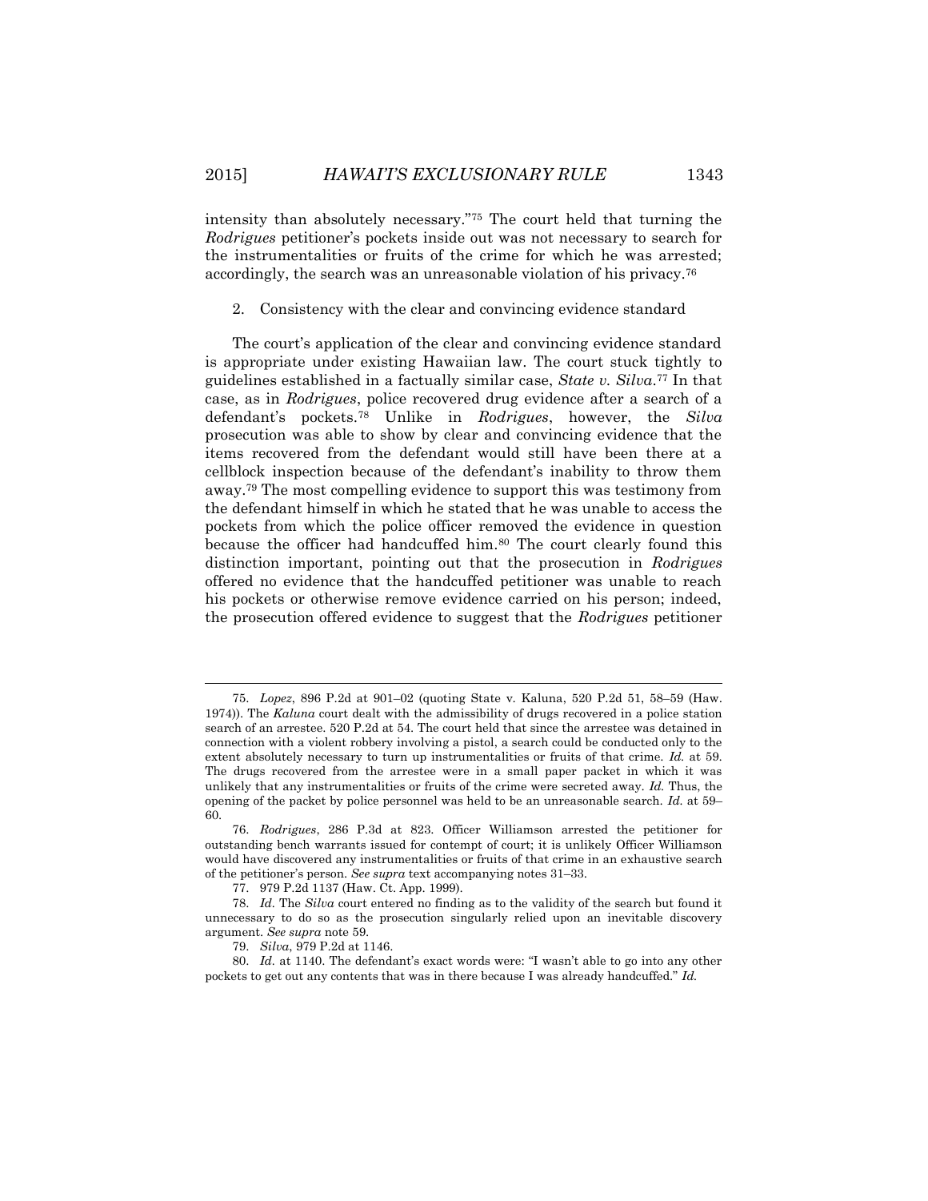intensity than absolutely necessary."[75] The court held that turning the *Rodrigues* petitioner's pockets inside out was not necessary to search for the instrumentalities or fruits of the crime for which he was arrested; accordingly, the search was an unreasonable violation of his privacy.[76]

2. Consistency with the clear and convincing evidence standard

The court's application of the clear and convincing evidence standard is appropriate under existing Hawaiian law. The court stuck tightly to guidelines established in a factually similar case, *State v. Silva*.[77] In that case, as in *Rodrigues*, police recovered drug evidence after a search of a defendant's pockets.[78] Unlike in *Rodrigues*, however, the *Silva* prosecution was able to show by clear and convincing evidence that the items recovered from the defendant would still have been there at a cellblock inspection because of the defendant's inability to throw them away.[79] The most compelling evidence to support this was testimony from the defendant himself in which he stated that he was unable to access the pockets from which the police officer removed the evidence in question because the officer had handcuffed him.[80] The court clearly found this distinction important, pointing out that the prosecution in *Rodrigues* offered no evidence that the handcuffed petitioner was unable to reach his pockets or otherwise remove evidence carried on his person; indeed, the prosecution offered evidence to suggest that the *Rodrigues* petitioner

---

75. *Lopez*, 896 P.2d at 901–02 (quoting State v. Kaluna, 520 P.2d 51, 58–59 (Haw. 1974)). The *Kaluna* court dealt with the admissibility of drugs recovered in a police station search of an arrestee. 520 P.2d at 54. The court held that since the arrestee was detained in connection with a violent robbery involving a pistol, a search could be conducted only to the extent absolutely necessary to turn up instrumentalities or fruits of that crime. *Id.* at 59. The drugs recovered from the arrestee were in a small paper packet in which it was unlikely that any instrumentalities or fruits of the crime were secreted away. *Id.* Thus, the opening of the packet by police personnel was held to be an unreasonable search. *Id.* at 59–60.

76. *Rodrigues*, 286 P.3d at 823. Officer Williamson arrested the petitioner for outstanding bench warrants issued for contempt of court; it is unlikely Officer Williamson would have discovered any instrumentalities or fruits of that crime in an exhaustive search of the petitioner's person. *See supra* text accompanying notes 31–33.

77. 979 P.2d 1137 (Haw. Ct. App. 1999).

78. *Id.* The *Silva* court entered no finding as to the validity of the search but found it unnecessary to do so as the prosecution singularly relied upon an inevitable discovery argument. *See supra* note 59.

79. *Silva*, 979 P.2d at 1146.

80. *Id.* at 1140. The defendant's exact words were: "I wasn't able to go into any other pockets to get out any contents that was in there because I was already handcuffed." *Id.*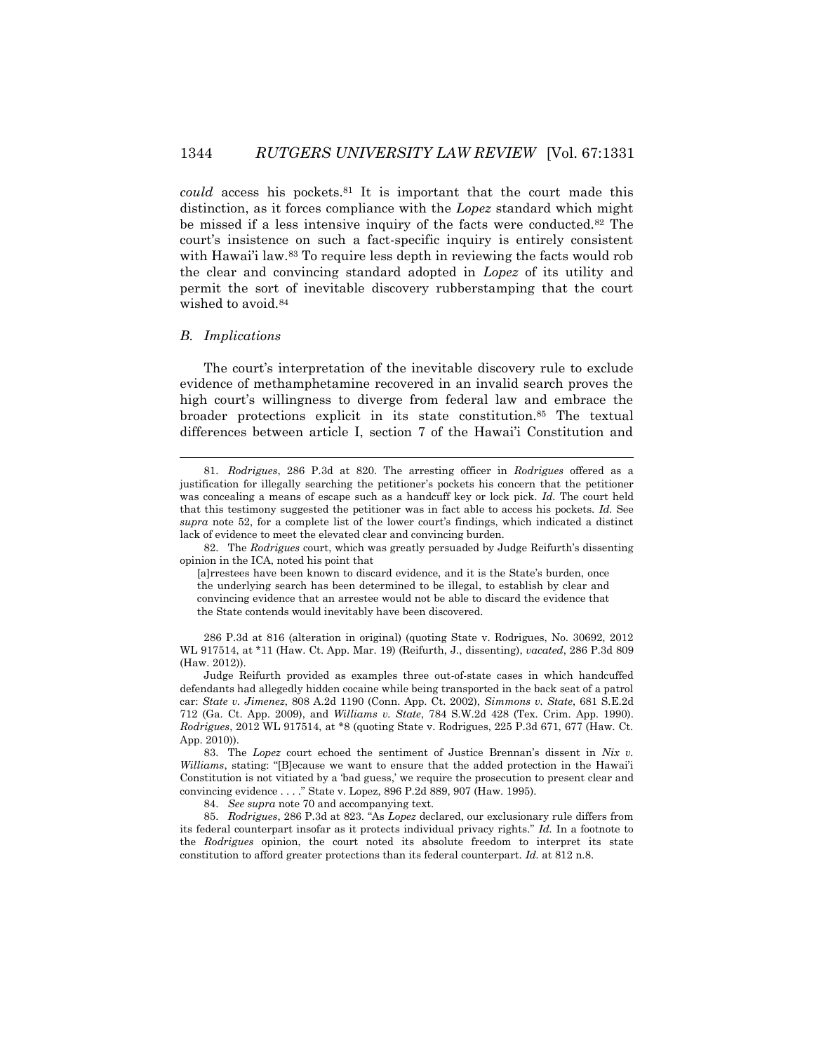*could* access his pockets.[81] It is important that the court made this distinction, as it forces compliance with the *Lopez* standard which might be missed if a less intensive inquiry of the facts were conducted.[82] The court's insistence on such a fact-specific inquiry is entirely consistent with Hawai'i law.[83] To require less depth in reviewing the facts would rob the clear and convincing standard adopted in *Lopez* of its utility and permit the sort of inevitable discovery rubberstamping that the court wished to avoid.[84]

### *B. Implications*

The court's interpretation of the inevitable discovery rule to exclude evidence of methamphetamine recovered in an invalid search proves the high court's willingness to diverge from federal law and embrace the broader protections explicit in its state constitution.[85] The textual differences between article I, section 7 of the Hawai'i Constitution and

---

81. *Rodrigues*, 286 P.3d at 820. The arresting officer in *Rodrigues* offered as a justification for illegally searching the petitioner's pockets his concern that the petitioner was concealing a means of escape such as a handcuff key or lock pick. *Id.* The court held that this testimony suggested the petitioner was in fact able to access his pockets. *Id.* See *supra* note 52, for a complete list of the lower court's findings, which indicated a distinct lack of evidence to meet the elevated clear and convincing burden.

82. The *Rodrigues* court, which was greatly persuaded by Judge Reifurth's dissenting opinion in the ICA, noted his point that

> [a]rrestees have been known to discard evidence, and it is the State's burden, once the underlying search has been determined to be illegal, to establish by clear and convincing evidence that an arrestee would not be able to discard the evidence that the State contends would inevitably have been discovered.

286 P.3d at 816 (alteration in original) (quoting State v. Rodrigues, No. 30692, 2012 WL 917514, at *11 (Haw. Ct. App. Mar. 19) (Reifurth, J., dissenting), *vacated*, 286 P.3d 809 (Haw. 2012)).

Judge Reifurth provided as examples three out-of-state cases in which handcuffed defendants had allegedly hidden cocaine while being transported in the back seat of a patrol car: *State v. Jimenez*, 808 A.2d 1190 (Conn. App. Ct. 2002), *Simmons v. State*, 681 S.E.2d 712 (Ga. Ct. App. 2009), and *Williams v. State*, 784 S.W.2d 428 (Tex. Crim. App. 1990). *Rodrigues*, 2012 WL 917514, at *8 (quoting State v. Rodrigues, 225 P.3d 671, 677 (Haw. Ct. App. 2010)).

83. The *Lopez* court echoed the sentiment of Justice Brennan's dissent in *Nix v. Williams*, stating: "[B]ecause we want to ensure that the added protection in the Hawai'i Constitution is not vitiated by a 'bad guess,' we require the prosecution to present clear and convincing evidence . . . ." State v. Lopez, 896 P.2d 889, 907 (Haw. 1995).

84. *See supra* note 70 and accompanying text.

85. *Rodrigues*, 286 P.3d at 823. "As *Lopez* declared, our exclusionary rule differs from its federal counterpart insofar as it protects individual privacy rights." *Id.* In a footnote to the *Rodrigues* opinion, the court noted its absolute freedom to interpret its state constitution to afford greater protections than its federal counterpart. *Id.* at 812 n.8.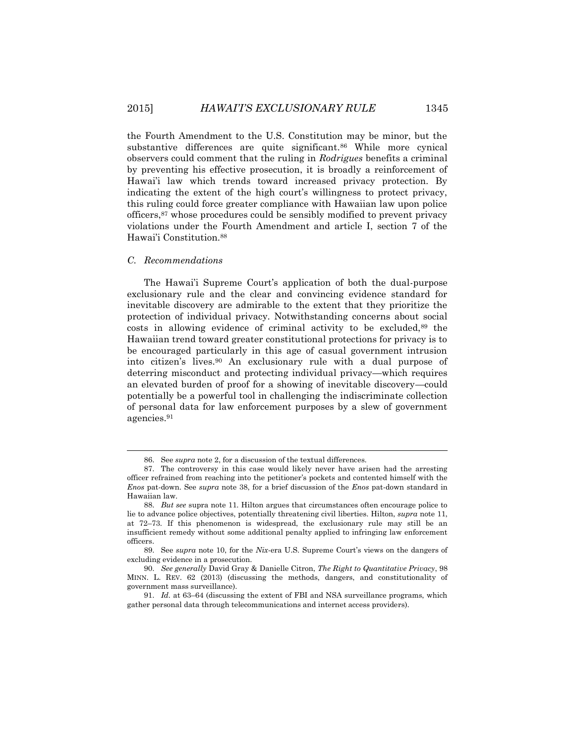the Fourth Amendment to the U.S. Constitution may be minor, but the substantive differences are quite significant.[86] While more cynical observers could comment that the ruling in *Rodrigues* benefits a criminal by preventing his effective prosecution, it is broadly a reinforcement of Hawai'i law which trends toward increased privacy protection. By indicating the extent of the high court's willingness to protect privacy, this ruling could force greater compliance with Hawaiian law upon police officers,[87] whose procedures could be sensibly modified to prevent privacy violations under the Fourth Amendment and article I, section 7 of the Hawai'i Constitution.[88]

### *C. Recommendations*

The Hawai'i Supreme Court's application of both the dual-purpose exclusionary rule and the clear and convincing evidence standard for inevitable discovery are admirable to the extent that they prioritize the protection of individual privacy. Notwithstanding concerns about social costs in allowing evidence of criminal activity to be excluded,[89] the Hawaiian trend toward greater constitutional protections for privacy is to be encouraged particularly in this age of casual government intrusion into citizen's lives.[90] An exclusionary rule with a dual purpose of deterring misconduct and protecting individual privacy—which requires an elevated burden of proof for a showing of inevitable discovery—could potentially be a powerful tool in challenging the indiscriminate collection of personal data for law enforcement purposes by a slew of government agencies.[91]

---

86. See *supra* note 2, for a discussion of the textual differences.

87. The controversy in this case would likely never have arisen had the arresting officer refrained from reaching into the petitioner's pockets and contented himself with the *Enos* pat-down. See *supra* note 38, for a brief discussion of the *Enos* pat-down standard in Hawaiian law.

88. *But see* supra note 11. Hilton argues that circumstances often encourage police to lie to advance police objectives, potentially threatening civil liberties. Hilton, *supra* note 11, at 72–73. If this phenomenon is widespread, the exclusionary rule may still be an insufficient remedy without some additional penalty applied to infringing law enforcement officers.

89. See *supra* note 10, for the *Nix*-era U.S. Supreme Court's views on the dangers of excluding evidence in a prosecution.

90. *See generally* David Gray & Danielle Citron, *The Right to Quantitative Privacy*, 98 MINN. L. REV. 62 (2013) (discussing the methods, dangers, and constitutionality of government mass surveillance).

91. *Id.* at 63–64 (discussing the extent of FBI and NSA surveillance programs, which gather personal data through telecommunications and internet access providers).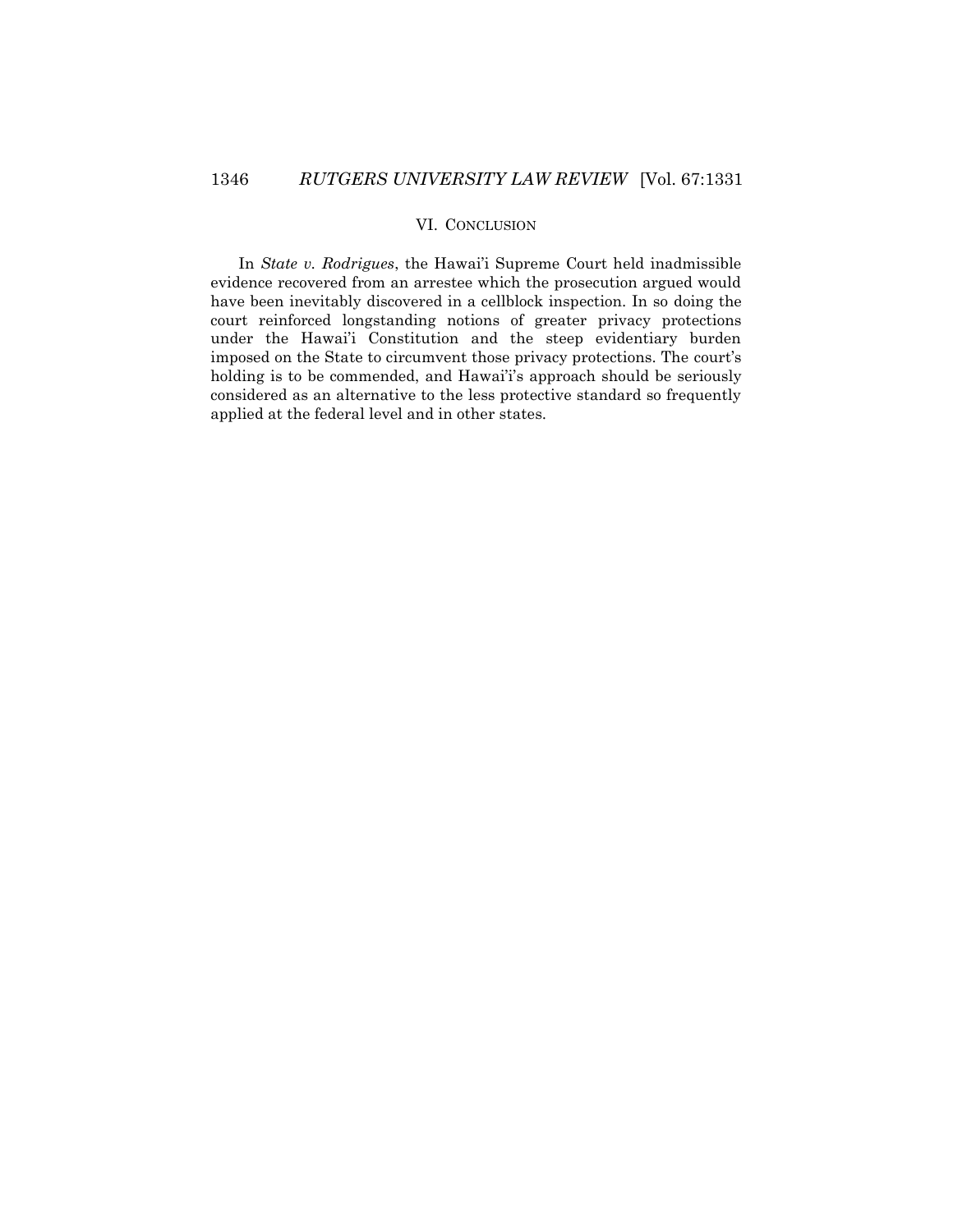## VI. CONCLUSION

In *State v. Rodrigues*, the Hawai'i Supreme Court held inadmissible evidence recovered from an arrestee which the prosecution argued would have been inevitably discovered in a cellblock inspection. In so doing the court reinforced longstanding notions of greater privacy protections under the Hawai'i Constitution and the steep evidentiary burden imposed on the State to circumvent those privacy protections. The court's holding is to be commended, and Hawai'i's approach should be seriously considered as an alternative to the less protective standard so frequently applied at the federal level and in other states.